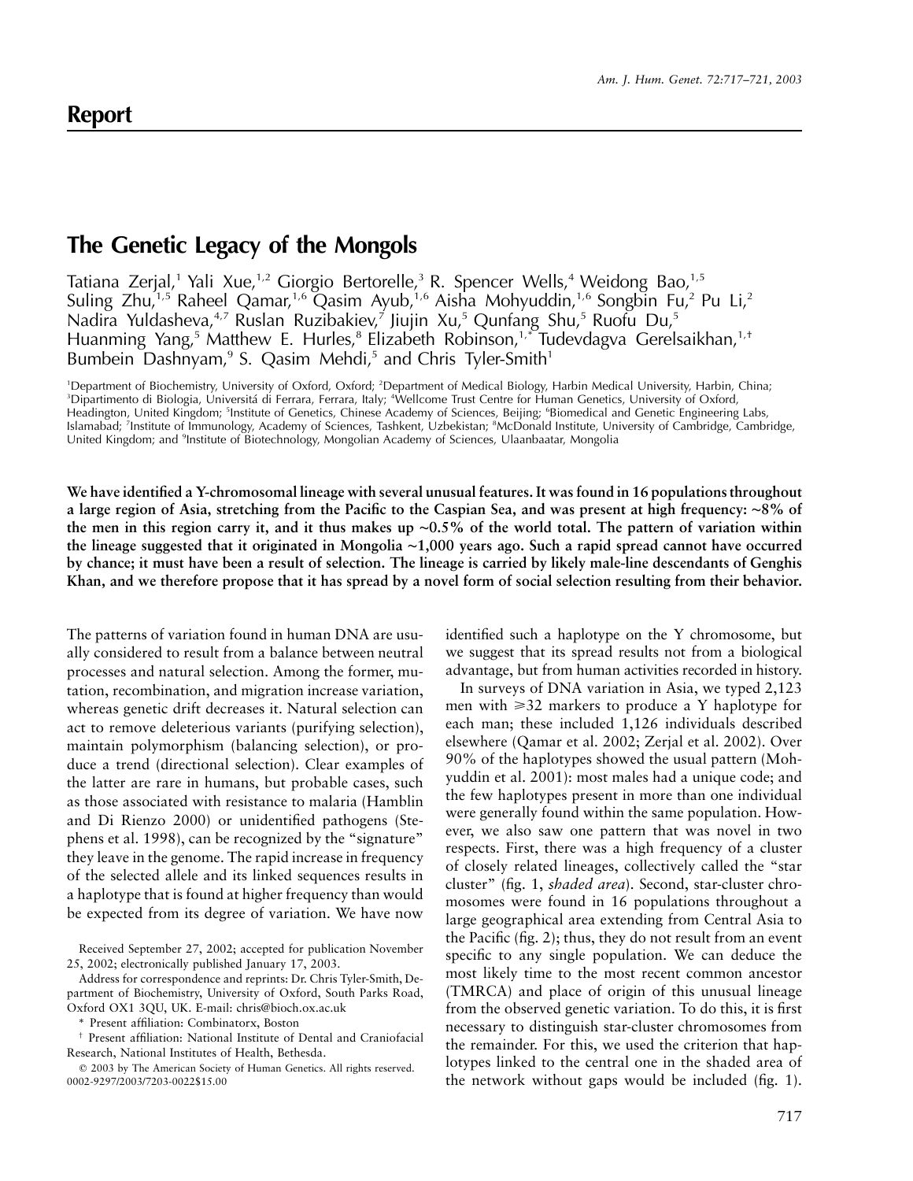## Report

# The Genetic Legacy of the Mongols

Tatiana Zerjal,[1] Yali Xue,[1,2] Giorgio Bertorelle,[3] R. Spencer Wells,[4] Weidong Bao,[1,5] Suling Zhu,[1,5] Raheel Qamar,[1,6] Qasim Ayub,[1,6] Aisha Mohyuddin,[1,6] Songbin Fu,[2] Pu Li,[2] Nadira Yuldasheva,[4,7] Ruslan Ruzibakiev,[7] Jiujin Xu,[5] Qunfang Shu,[5] Ruofu Du,[5] Huanming Yang,[5] Matthew E. Hurles,[8] Elizabeth Robinson,[1,*] Tudevdagva Gerelsaikhan,[1,†] Bumbein Dashnyam,[9] S. Qasim Mehdi,[5] and Chris Tyler-Smith[1]

[1]Department of Biochemistry, University of Oxford, Oxford; [2]Department of Medical Biology, Harbin Medical University, Harbin, China; [3]Dipartimento di Biologia, Universitá di Ferrara, Ferrara, Italy; [4]Wellcome Trust Centre for Human Genetics, University of Oxford, Headington, United Kingdom; [5]Institute of Genetics, Chinese Academy of Sciences, Beijing; [6]Biomedical and Genetic Engineering Labs, Islamabad; [7]Institute of Immunology, Academy of Sciences, Tashkent, Uzbekistan; [8]McDonald Institute, University of Cambridge, Cambridge, United Kingdom; and [9]Institute of Biotechnology, Mongolian Academy of Sciences, Ulaanbaatar, Mongolia

**We have identified a Y-chromosomal lineage with several unusual features. It was found in 16 populations throughout a large region of Asia, stretching from the Pacific to the Caspian Sea, and was present at high frequency: ~8% of the men in this region carry it, and it thus makes up ~0.5% of the world total. The pattern of variation within the lineage suggested that it originated in Mongolia ~1,000 years ago. Such a rapid spread cannot have occurred by chance; it must have been a result of selection. The lineage is carried by likely male-line descendants of Genghis Khan, and we therefore propose that it has spread by a novel form of social selection resulting from their behavior.**

The patterns of variation found in human DNA are usually considered to result from a balance between neutral processes and natural selection. Among the former, mutation, recombination, and migration increase variation, whereas genetic drift decreases it. Natural selection can act to remove deleterious variants (purifying selection), maintain polymorphism (balancing selection), or produce a trend (directional selection). Clear examples of the latter are rare in humans, but probable cases, such as those associated with resistance to malaria (Hamblin and Di Rienzo 2000) or unidentified pathogens (Stephens et al. 1998), can be recognized by the "signature" they leave in the genome. The rapid increase in frequency of the selected allele and its linked sequences results in a haplotype that is found at higher frequency than would be expected from its degree of variation. We have now identified such a haplotype on the Y chromosome, but we suggest that its spread results not from a biological advantage, but from human activities recorded in history.

In surveys of DNA variation in Asia, we typed 2,123 men with ⩾32 markers to produce a Y haplotype for each man; these included 1,126 individuals described elsewhere (Qamar et al. 2002; Zerjal et al. 2002). Over 90% of the haplotypes showed the usual pattern (Mohyuddin et al. 2001): most males had a unique code; and the few haplotypes present in more than one individual were generally found within the same population. However, we also saw one pattern that was novel in two respects. First, there was a high frequency of a cluster of closely related lineages, collectively called the "star cluster" (fig. 1, *shaded area*). Second, star-cluster chromosomes were found in 16 populations throughout a large geographical area extending from Central Asia to the Pacific (fig. 2); thus, they do not result from an event specific to any single population. We can deduce the most likely time to the most recent common ancestor (TMRCA) and place of origin of this unusual lineage from the observed genetic variation. To do this, it is first necessary to distinguish star-cluster chromosomes from the remainder. For this, we used the criterion that haplotypes linked to the central one in the shaded area of the network without gaps would be included (fig. 1).

Received September 27, 2002; accepted for publication November 25, 2002; electronically published January 17, 2003.

Address for correspondence and reprints: Dr. Chris Tyler-Smith, Department of Biochemistry, University of Oxford, South Parks Road, Oxford OX1 3QU, UK. E-mail: chris@bioch.ox.ac.uk

\* Present affiliation: Combinatorx, Boston

† Present affiliation: National Institute of Dental and Craniofacial Research, National Institutes of Health, Bethesda.

© 2003 by The American Society of Human Genetics. All rights reserved. 0002-9297/2003/7203-0022$15.00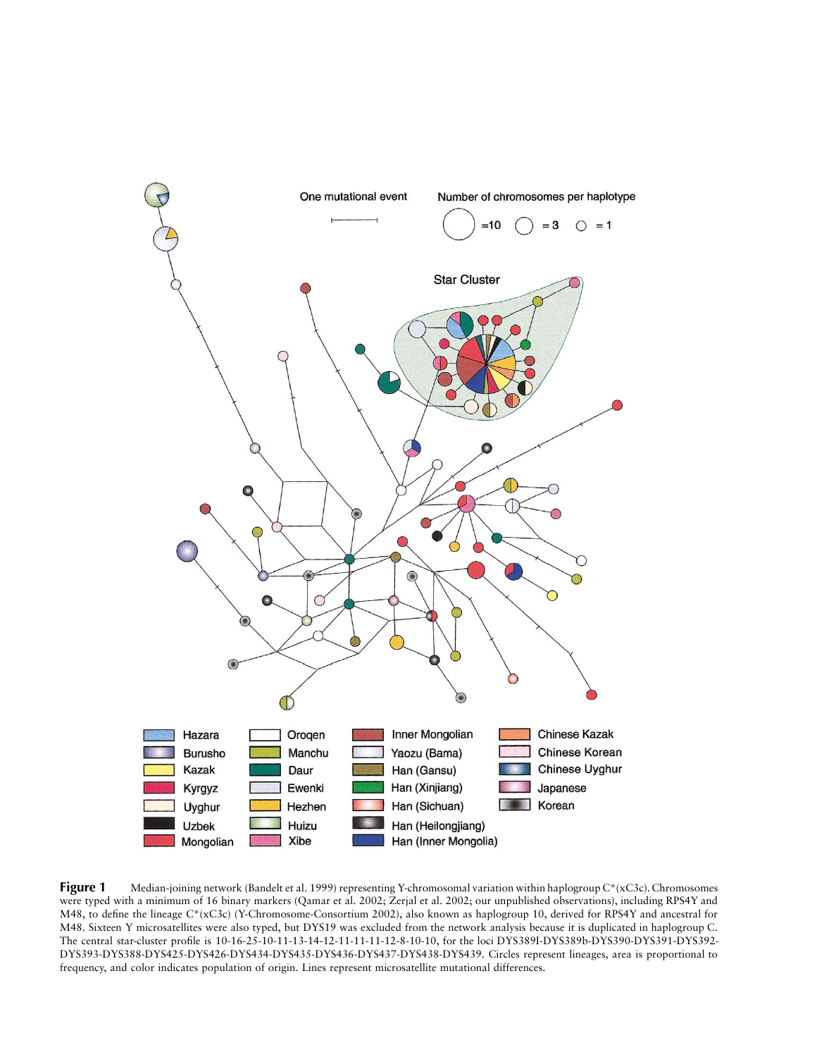**Figure 1** Median-joining network (Bandelt et al. 1999) representing Y-chromosomal variation within haplogroup C*(xC3c). Chromosomes were typed with a minimum of 16 binary markers (Qamar et al. 2002; Zerjal et al. 2002; our unpublished observations), including RPS4Y and M48, to define the lineage C*(xC3c) (Y-Chromosome-Consortium 2002), also known as haplogroup 10, derived for RPS4Y and ancestral for M48. Sixteen Y microsatellites were also typed, but DYS19 was excluded from the network analysis because it is duplicated in haplogroup C. The central star-cluster profile is 10-16-25-10-11-13-14-12-11-11-11-12-8-10-10, for the loci DYS389I-DYS389b-DYS390-DYS391-DYS392-DYS393-DYS388-DYS425-DYS426-DYS434-DYS435-DYS436-DYS437-DYS438-DYS439. Circles represent lineages, area is proportional to frequency, and color indicates population of origin. Lines represent microsatellite mutational differences.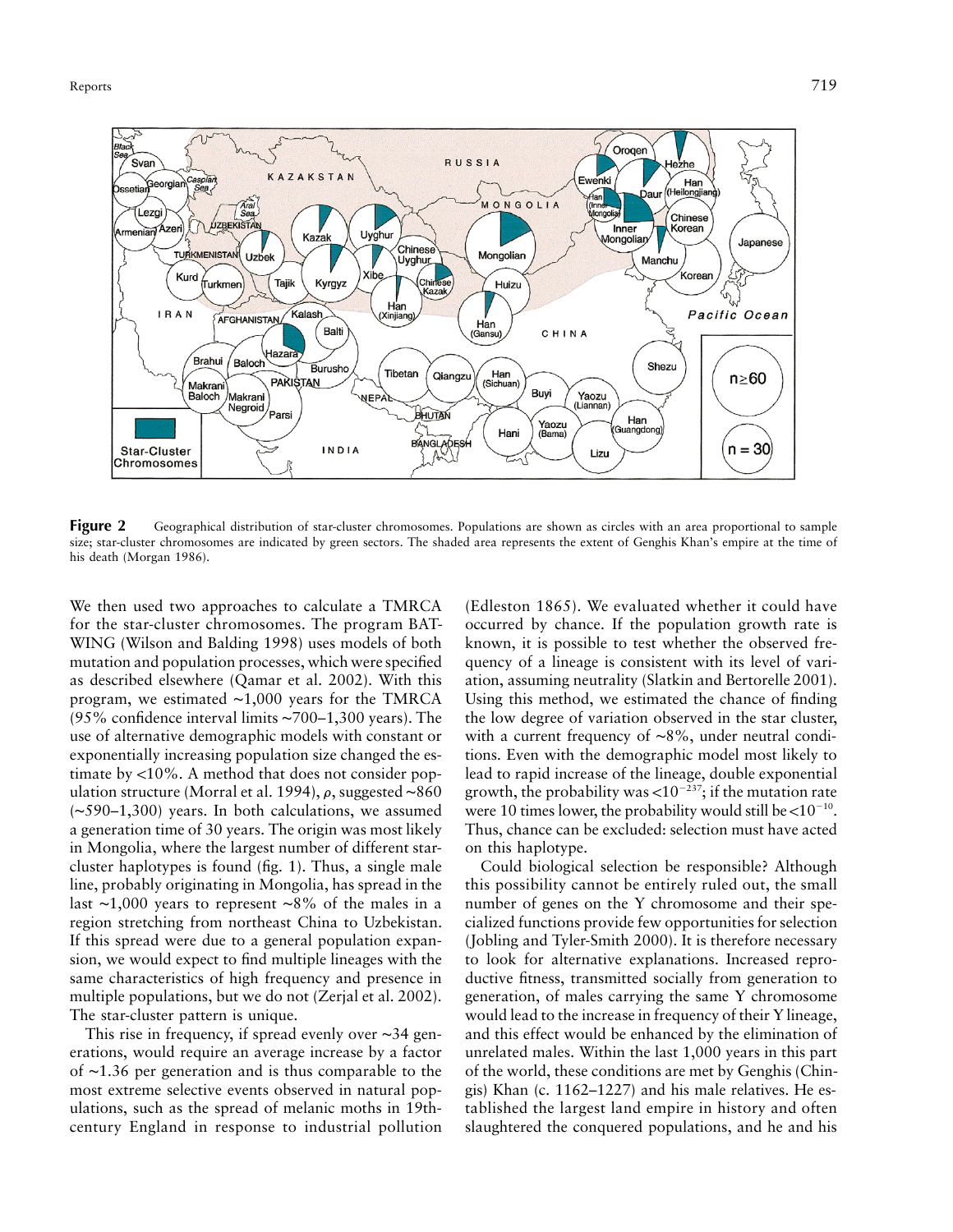**Figure 2** Geographical distribution of star-cluster chromosomes. Populations are shown as circles with an area proportional to sample size; star-cluster chromosomes are indicated by green sectors. The shaded area represents the extent of Genghis Khan's empire at the time of his death (Morgan 1986).

We then used two approaches to calculate a TMRCA for the star-cluster chromosomes. The program BATWING (Wilson and Balding 1998) uses models of both mutation and population processes, which were specified as described elsewhere (Qamar et al. 2002). With this program, we estimated ~1,000 years for the TMRCA (95% confidence interval limits ~700–1,300 years). The use of alternative demographic models with constant or exponentially increasing population size changed the estimate by <10%. A method that does not consider population structure (Morral et al. 1994), $\rho$, suggested ~860 (~590–1,300) years. In both calculations, we assumed a generation time of 30 years. The origin was most likely in Mongolia, where the largest number of different star-cluster haplotypes is found (fig. 1). Thus, a single male line, probably originating in Mongolia, has spread in the last ~1,000 years to represent ~8% of the males in a region stretching from northeast China to Uzbekistan. If this spread were due to a general population expansion, we would expect to find multiple lineages with the same characteristics of high frequency and presence in multiple populations, but we do not (Zerjal et al. 2002). The star-cluster pattern is unique.

This rise in frequency, if spread evenly over ~34 generations, would require an average increase by a factor of ~1.36 per generation and is thus comparable to the most extreme selective events observed in natural populations, such as the spread of melanic moths in 19th-century England in response to industrial pollution (Edleston 1865). We evaluated whether it could have occurred by chance. If the population growth rate is known, it is possible to test whether the observed frequency of a lineage is consistent with its level of variation, assuming neutrality (Slatkin and Bertorelle 2001). Using this method, we estimated the chance of finding the low degree of variation observed in the star cluster, with a current frequency of ~8%, under neutral conditions. Even with the demographic model most likely to lead to rapid increase of the lineage, double exponential growth, the probability was $<10^{-237}$; if the mutation rate were 10 times lower, the probability would still be $<10^{-10}$. Thus, chance can be excluded: selection must have acted on this haplotype.

Could biological selection be responsible? Although this possibility cannot be entirely ruled out, the small number of genes on the Y chromosome and their specialized functions provide few opportunities for selection (Jobling and Tyler-Smith 2000). It is therefore necessary to look for alternative explanations. Increased reproductive fitness, transmitted socially from generation to generation, of males carrying the same Y chromosome would lead to the increase in frequency of their Y lineage, and this effect would be enhanced by the elimination of unrelated males. Within the last 1,000 years in this part of the world, these conditions are met by Genghis (Chingis) Khan (c. 1162–1227) and his male relatives. He established the largest land empire in history and often slaughtered the conquered populations, and he and his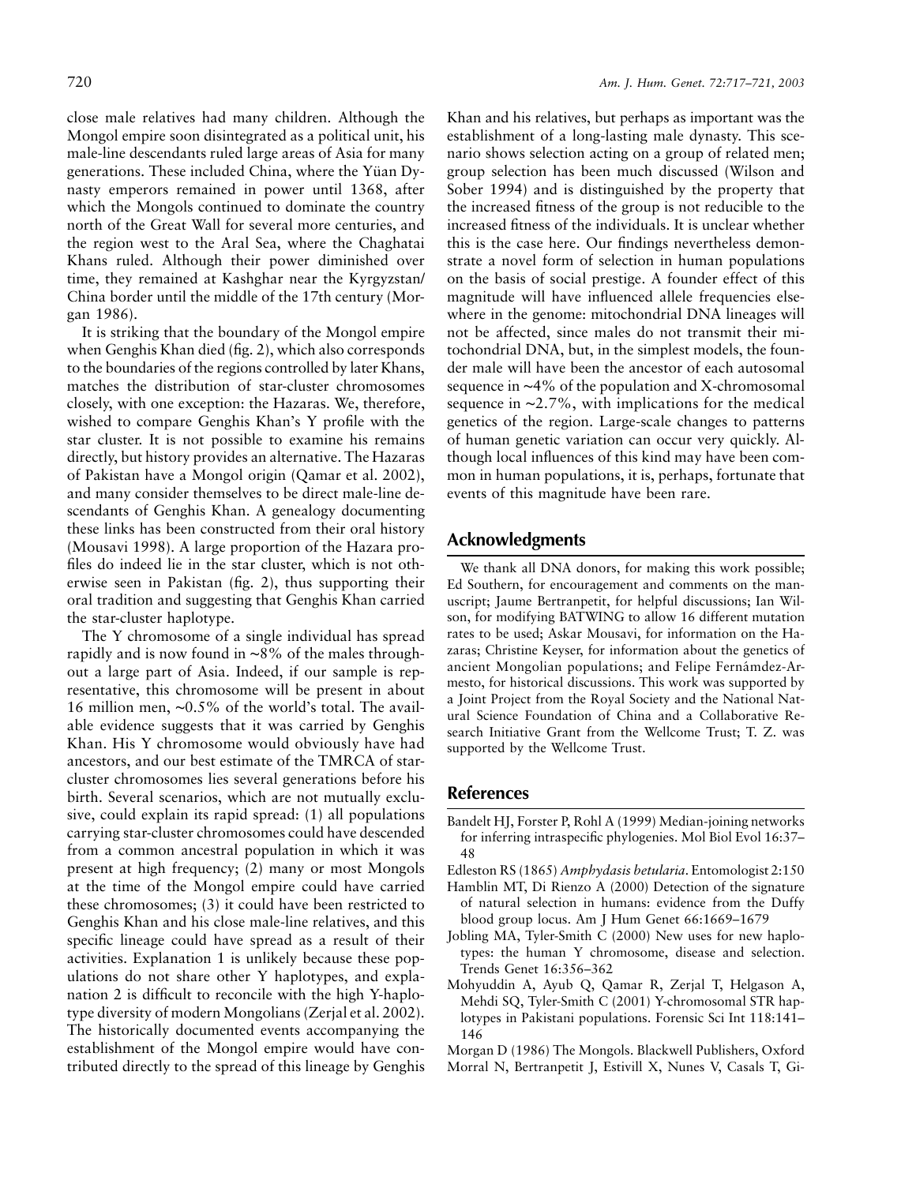close male relatives had many children. Although the Mongol empire soon disintegrated as a political unit, his male-line descendants ruled large areas of Asia for many generations. These included China, where the Yüan Dynasty emperors remained in power until 1368, after which the Mongols continued to dominate the country north of the Great Wall for several more centuries, and the region west to the Aral Sea, where the Chaghatai Khans ruled. Although their power diminished over time, they remained at Kashghar near the Kyrgyzstan/China border until the middle of the 17th century (Morgan 1986).

It is striking that the boundary of the Mongol empire when Genghis Khan died (fig. 2), which also corresponds to the boundaries of the regions controlled by later Khans, matches the distribution of star-cluster chromosomes closely, with one exception: the Hazaras. We, therefore, wished to compare Genghis Khan's Y profile with the star cluster. It is not possible to examine his remains directly, but history provides an alternative. The Hazaras of Pakistan have a Mongol origin (Qamar et al. 2002), and many consider themselves to be direct male-line descendants of Genghis Khan. A genealogy documenting these links has been constructed from their oral history (Mousavi 1998). A large proportion of the Hazara profiles do indeed lie in the star cluster, which is not otherwise seen in Pakistan (fig. 2), thus supporting their oral tradition and suggesting that Genghis Khan carried the star-cluster haplotype.

The Y chromosome of a single individual has spread rapidly and is now found in ~8% of the males throughout a large part of Asia. Indeed, if our sample is representative, this chromosome will be present in about 16 million men, ~0.5% of the world's total. The available evidence suggests that it was carried by Genghis Khan. His Y chromosome would obviously have had ancestors, and our best estimate of the TMRCA of star-cluster chromosomes lies several generations before his birth. Several scenarios, which are not mutually exclusive, could explain its rapid spread: (1) all populations carrying star-cluster chromosomes could have descended from a common ancestral population in which it was present at high frequency; (2) many or most Mongols at the time of the Mongol empire could have carried these chromosomes; (3) it could have been restricted to Genghis Khan and his close male-line relatives, and this specific lineage could have spread as a result of their activities. Explanation 1 is unlikely because these populations do not share other Y haplotypes, and explanation 2 is difficult to reconcile with the high Y-haplotype diversity of modern Mongolians (Zerjal et al. 2002). The historically documented events accompanying the establishment of the Mongol empire would have contributed directly to the spread of this lineage by Genghis Khan and his relatives, but perhaps as important was the establishment of a long-lasting male dynasty. This scenario shows selection acting on a group of related men; group selection has been much discussed (Wilson and Sober 1994) and is distinguished by the property that the increased fitness of the group is not reducible to the increased fitness of the individuals. It is unclear whether this is the case here. Our findings nevertheless demonstrate a novel form of selection in human populations on the basis of social prestige. A founder effect of this magnitude will have influenced allele frequencies elsewhere in the genome: mitochondrial DNA lineages will not be affected, since males do not transmit their mitochondrial DNA, but, in the simplest models, the founder male will have been the ancestor of each autosomal sequence in ~4% of the population and X-chromosomal sequence in ~2.7%, with implications for the medical genetics of the region. Large-scale changes to patterns of human genetic variation can occur very quickly. Although local influences of this kind may have been common in human populations, it is, perhaps, fortunate that events of this magnitude have been rare.

## Acknowledgments

We thank all DNA donors, for making this work possible; Ed Southern, for encouragement and comments on the manuscript; Jaume Bertranpetit, for helpful discussions; Ian Wilson, for modifying BATWING to allow 16 different mutation rates to be used; Askar Mousavi, for information on the Hazaras; Christine Keyser, for information about the genetics of ancient Mongolian populations; and Felipe Fernámdez-Armesto, for historical discussions. This work was supported by a Joint Project from the Royal Society and the National Natural Science Foundation of China and a Collaborative Research Initiative Grant from the Wellcome Trust; T. Z. was supported by the Wellcome Trust.

## References

Bandelt HJ, Forster P, Rohl A (1999) Median-joining networks for inferring intraspecific phylogenies. Mol Biol Evol 16:37–48

Edleston RS (1865) *Amphydasis betularia*. Entomologist 2:150

Hamblin MT, Di Rienzo A (2000) Detection of the signature of natural selection in humans: evidence from the Duffy blood group locus. Am J Hum Genet 66:1669–1679

Jobling MA, Tyler-Smith C (2000) New uses for new haplotypes: the human Y chromosome, disease and selection. Trends Genet 16:356–362

Mohyuddin A, Ayub Q, Qamar R, Zerjal T, Helgason A, Mehdi SQ, Tyler-Smith C (2001) Y-chromosomal STR haplotypes in Pakistani populations. Forensic Sci Int 118:141–146

Morgan D (1986) The Mongols. Blackwell Publishers, Oxford

Morral N, Bertranpetit J, Estivill X, Nunes V, Casals T, Gi-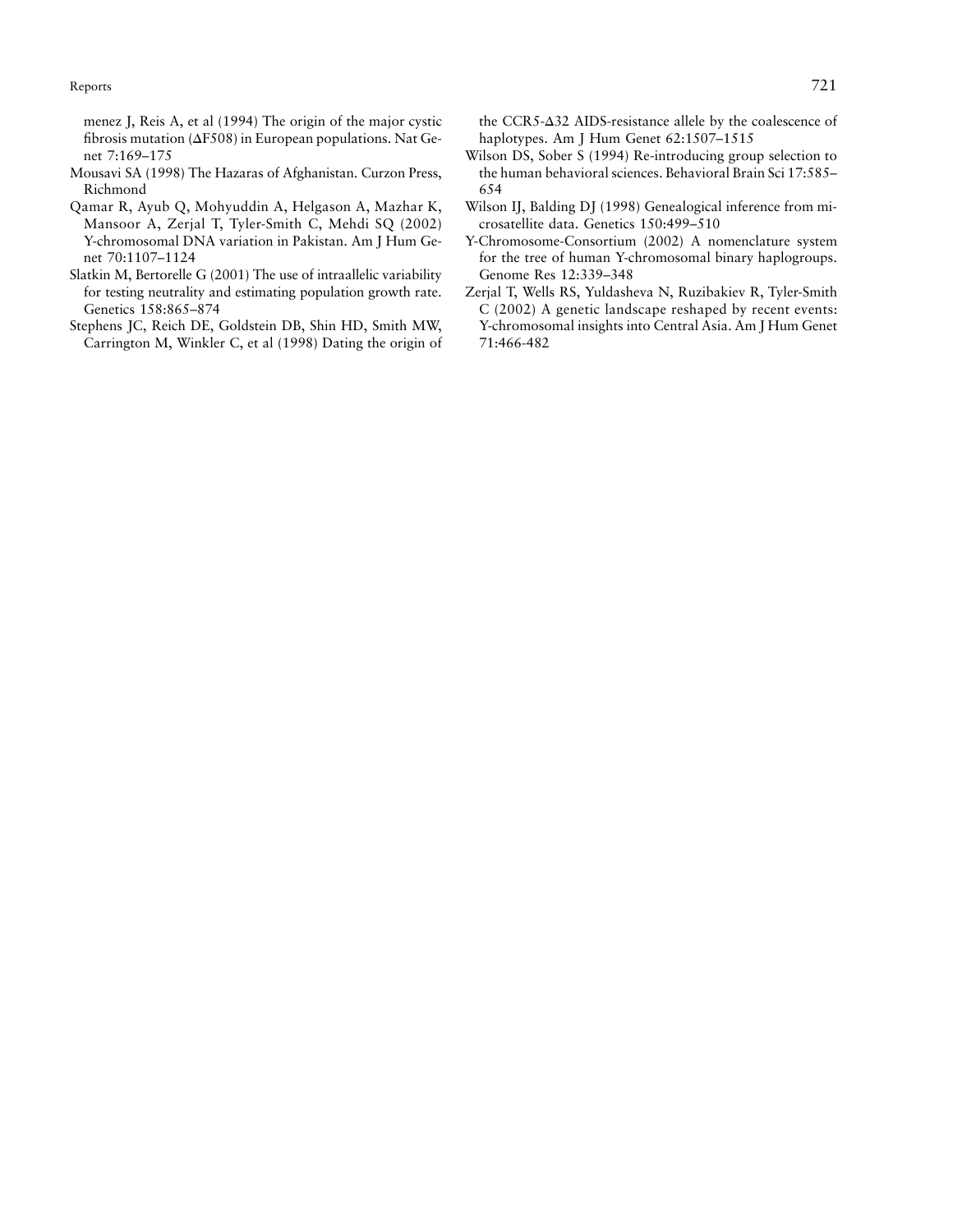menez J, Reis A, et al (1994) The origin of the major cystic fibrosis mutation (ΔF508) in European populations. Nat Genet 7:169–175

Mousavi SA (1998) The Hazaras of Afghanistan. Curzon Press, Richmond

Qamar R, Ayub Q, Mohyuddin A, Helgason A, Mazhar K, Mansoor A, Zerjal T, Tyler-Smith C, Mehdi SQ (2002) Y-chromosomal DNA variation in Pakistan. Am J Hum Genet 70:1107–1124

Slatkin M, Bertorelle G (2001) The use of intraallelic variability for testing neutrality and estimating population growth rate. Genetics 158:865–874

Stephens JC, Reich DE, Goldstein DB, Shin HD, Smith MW, Carrington M, Winkler C, et al (1998) Dating the origin of the CCR5-Δ32 AIDS-resistance allele by the coalescence of haplotypes. Am J Hum Genet 62:1507–1515

Wilson DS, Sober S (1994) Re-introducing group selection to the human behavioral sciences. Behavioral Brain Sci 17:585–654

Wilson IJ, Balding DJ (1998) Genealogical inference from microsatellite data. Genetics 150:499–510

Y-Chromosome-Consortium (2002) A nomenclature system for the tree of human Y-chromosomal binary haplogroups. Genome Res 12:339–348

Zerjal T, Wells RS, Yuldasheva N, Ruzibakiev R, Tyler-Smith C (2002) A genetic landscape reshaped by recent events: Y-chromosomal insights into Central Asia. Am J Hum Genet 71:466-482